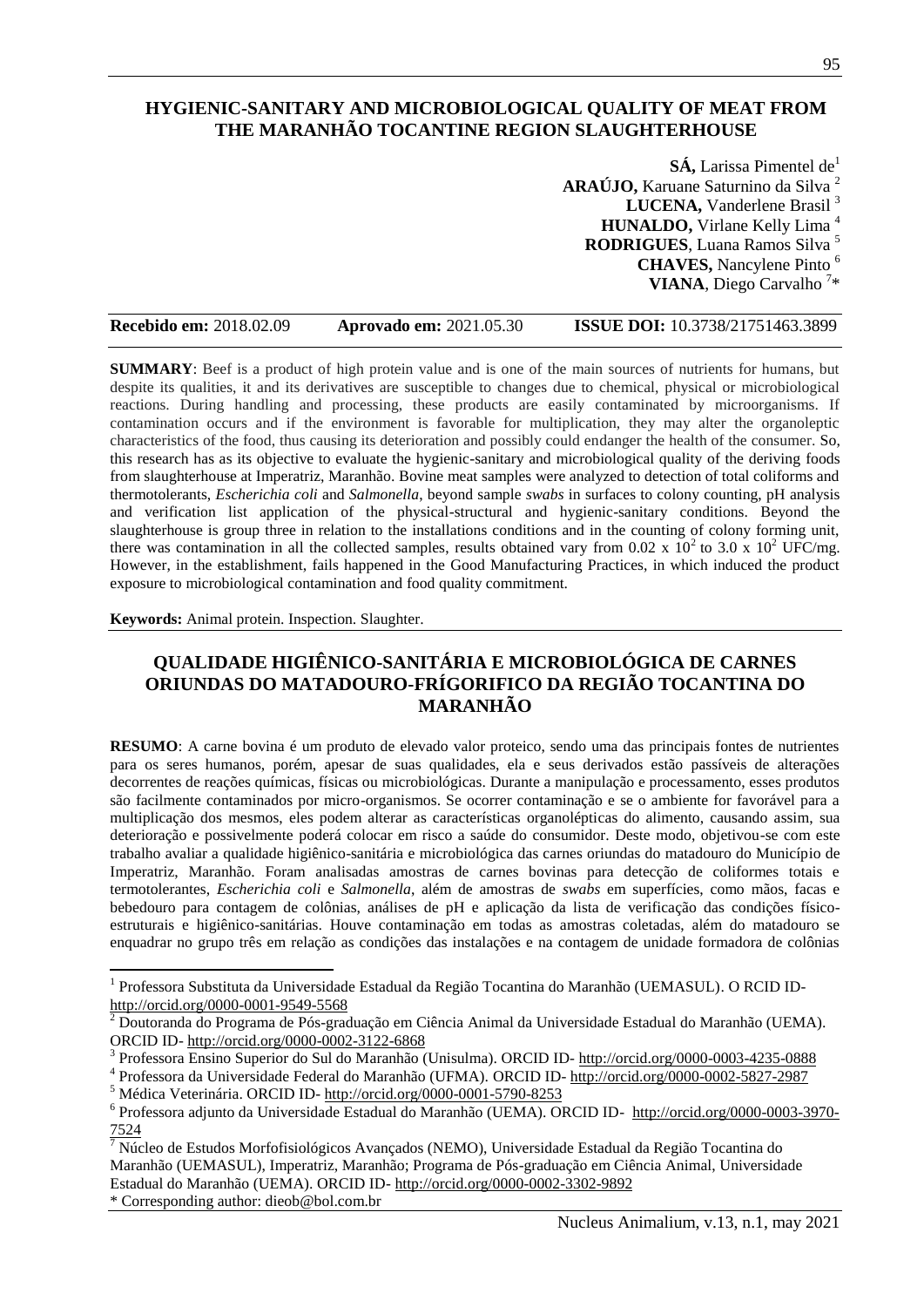# HYGIENIC-SANITARY AND MICROBIOLOGICAL QUALITY OF MEAT FROM THE MARANHÃO TOCANTINE REGION SLAUGHTERHOUSE

**SÁ,** Larissa Pimentel de[1]
**ARAÚJO,** Karuane Saturnino da Silva[2]
**LUCENA,** Vanderlene Brasil[3]
**HUNALDO,** Virlane Kelly Lima[4]
**RODRIGUES**, Luana Ramos Silva[5]
**CHAVES,** Nancylene Pinto[6]
**VIANA**, Diego Carvalho[7]*

**Recebido em:** 2018.02.09 **Aprovado em:** 2021.05.30 **ISSUE DOI:** 10.3738/21751463.3899

**SUMMARY**: Beef is a product of high protein value and is one of the main sources of nutrients for humans, but despite its qualities, it and its derivatives are susceptible to changes due to chemical, physical or microbiological reactions. During handling and processing, these products are easily contaminated by microorganisms. If contamination occurs and if the environment is favorable for multiplication, they may alter the organoleptic characteristics of the food, thus causing its deterioration and possibly could endanger the health of the consumer. So, this research has as its objective to evaluate the hygienic-sanitary and microbiological quality of the deriving foods from slaughterhouse at Imperatriz, Maranhão. Bovine meat samples were analyzed to detection of total coliforms and thermotolerants, *Escherichia coli* and *Salmonella*, beyond sample *swabs* in surfaces to colony counting, pH analysis and verification list application of the physical-structural and hygienic-sanitary conditions. Beyond the slaughterhouse is group three in relation to the installations conditions and in the counting of colony forming unit, there was contamination in all the collected samples, results obtained vary from $0.02 \times 10^2$ to $3.0 \times 10^2$ UFC/mg. However, in the establishment, fails happened in the Good Manufacturing Practices, in which induced the product exposure to microbiological contamination and food quality commitment.

**Keywords:** Animal protein. Inspection. Slaughter.

# QUALIDADE HIGIÊNICO-SANITÁRIA E MICROBIOLÓGICA DE CARNES ORIUNDAS DO MATADOURO-FRÍGORIFICO DA REGIÃO TOCANTINA DO MARANHÃO

**RESUMO**: A carne bovina é um produto de elevado valor proteico, sendo uma das principais fontes de nutrientes para os seres humanos, porém, apesar de suas qualidades, ela e seus derivados estão passíveis de alterações decorrentes de reações químicas, físicas ou microbiológicas. Durante a manipulação e processamento, esses produtos são facilmente contaminados por micro-organismos. Se ocorrer contaminação e se o ambiente for favorável para a multiplicação dos mesmos, eles podem alterar as características organolépticas do alimento, causando assim, sua deterioração e possivelmente poderá colocar em risco a saúde do consumidor. Deste modo, objetivou-se com este trabalho avaliar a qualidade higiênico-sanitária e microbiológica das carnes oriundas do matadouro do Município de Imperatriz, Maranhão. Foram analisadas amostras de carnes bovinas para detecção de coliformes totais e termotolerantes, *Escherichia coli* e *Salmonella*, além de amostras de *swabs* em superfícies, como mãos, facas e bebedouro para contagem de colônias, análises de pH e aplicação da lista de verificação das condições físico-estruturais e higiênico-sanitárias. Houve contaminação em todas as amostras coletadas, além do matadouro se enquadrar no grupo três em relação as condições das instalações e na contagem de unidade formadora de colônias

---

[1] Professora Substituta da Universidade Estadual da Região Tocantina do Maranhão (UEMASUL). O RCID ID- http://orcid.org/0000-0001-9549-5568

[2] Doutoranda do Programa de Pós-graduação em Ciência Animal da Universidade Estadual do Maranhão (UEMA). ORCID ID- http://orcid.org/0000-0002-3122-6868

[3] Professora Ensino Superior do Sul do Maranhão (Unisulma). ORCID ID- http://orcid.org/0000-0003-4235-0888

[4] Professora da Universidade Federal do Maranhão (UFMA). ORCID ID- http://orcid.org/0000-0002-5827-2987

[5] Médica Veterinária. ORCID ID- http://orcid.org/0000-0001-5790-8253

[6] Professora adjunto da Universidade Estadual do Maranhão (UEMA). ORCID ID- http://orcid.org/0000-0003-3970-7524

[7] Núcleo de Estudos Morfofisiológicos Avançados (NEMO), Universidade Estadual da Região Tocantina do Maranhão (UEMASUL), Imperatriz, Maranhão; Programa de Pós-graduação em Ciência Animal, Universidade Estadual do Maranhão (UEMA). ORCID ID- http://orcid.org/0000-0002-3302-9892

\* Corresponding author: dieob@bol.com.br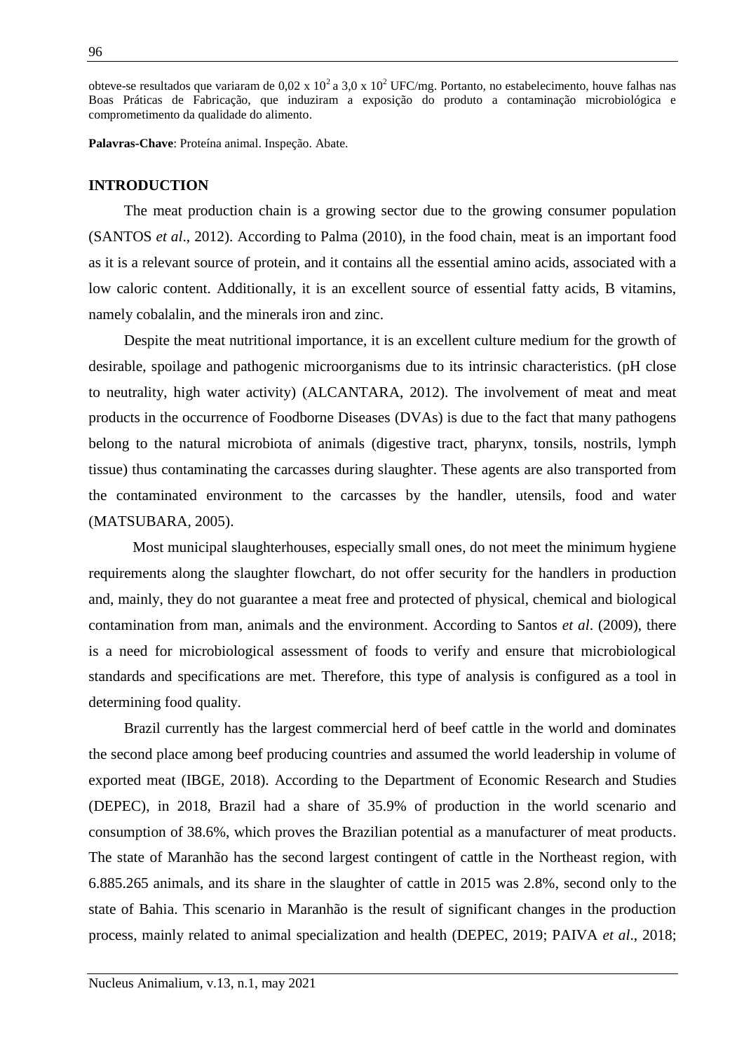obteve-se resultados que variaram de 0,02 x $10^2$ a 3,0 x $10^2$ UFC/mg. Portanto, no estabelecimento, houve falhas nas Boas Práticas de Fabricação, que induziram a exposição do produto a contaminação microbiológica e comprometimento da qualidade do alimento.

**Palavras-Chave**: Proteína animal. Inspeção. Abate.

## INTRODUCTION

The meat production chain is a growing sector due to the growing consumer population (SANTOS *et al*., 2012). According to Palma (2010), in the food chain, meat is an important food as it is a relevant source of protein, and it contains all the essential amino acids, associated with a low caloric content. Additionally, it is an excellent source of essential fatty acids, B vitamins, namely cobalalin, and the minerals iron and zinc.

Despite the meat nutritional importance, it is an excellent culture medium for the growth of desirable, spoilage and pathogenic microorganisms due to its intrinsic characteristics. (pH close to neutrality, high water activity) (ALCANTARA, 2012). The involvement of meat and meat products in the occurrence of Foodborne Diseases (DVAs) is due to the fact that many pathogens belong to the natural microbiota of animals (digestive tract, pharynx, tonsils, nostrils, lymph tissue) thus contaminating the carcasses during slaughter. These agents are also transported from the contaminated environment to the carcasses by the handler, utensils, food and water (MATSUBARA, 2005).

Most municipal slaughterhouses, especially small ones, do not meet the minimum hygiene requirements along the slaughter flowchart, do not offer security for the handlers in production and, mainly, they do not guarantee a meat free and protected of physical, chemical and biological contamination from man, animals and the environment. According to Santos *et al*. (2009), there is a need for microbiological assessment of foods to verify and ensure that microbiological standards and specifications are met. Therefore, this type of analysis is configured as a tool in determining food quality.

Brazil currently has the largest commercial herd of beef cattle in the world and dominates the second place among beef producing countries and assumed the world leadership in volume of exported meat (IBGE, 2018). According to the Department of Economic Research and Studies (DEPEC), in 2018, Brazil had a share of 35.9% of production in the world scenario and consumption of 38.6%, which proves the Brazilian potential as a manufacturer of meat products. The state of Maranhão has the second largest contingent of cattle in the Northeast region, with 6.885.265 animals, and its share in the slaughter of cattle in 2015 was 2.8%, second only to the state of Bahia. This scenario in Maranhão is the result of significant changes in the production process, mainly related to animal specialization and health (DEPEC, 2019; PAIVA *et al*., 2018;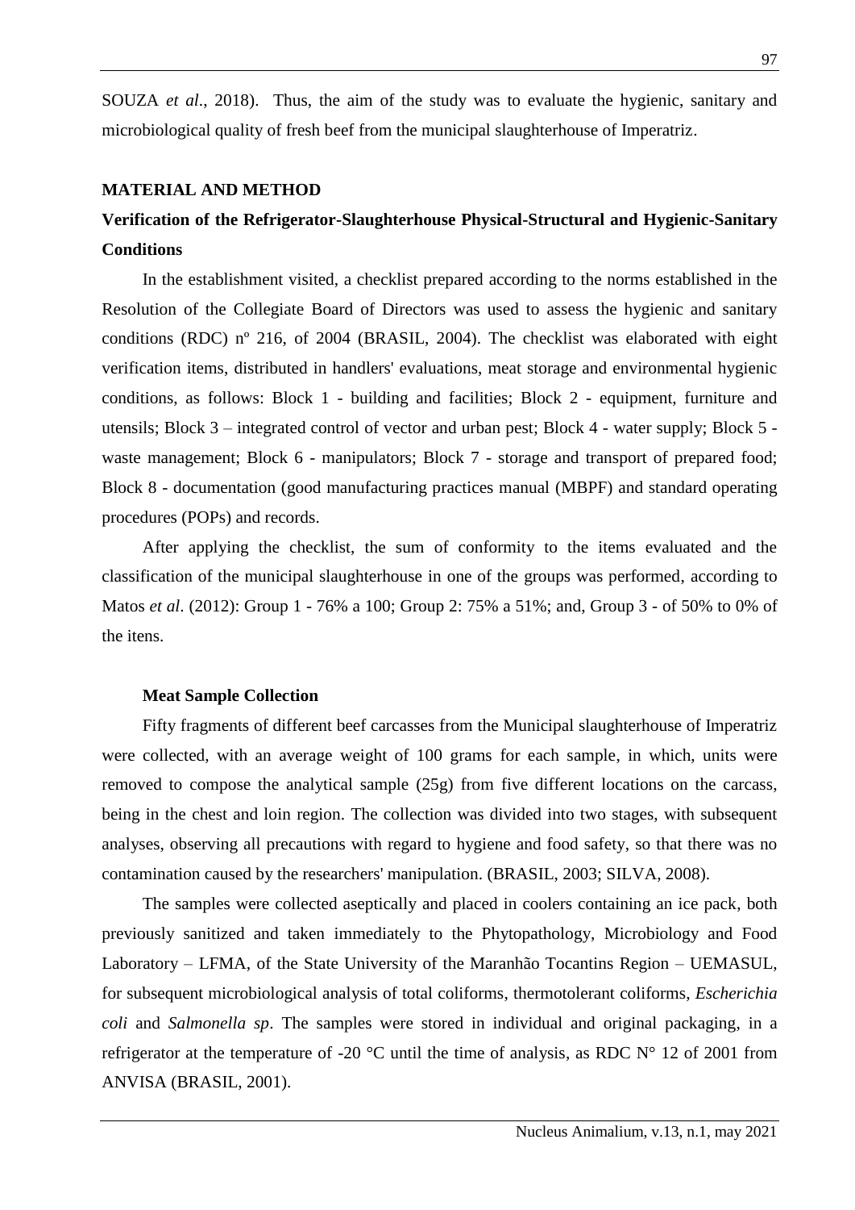SOUZA *et al*., 2018). Thus, the aim of the study was to evaluate the hygienic, sanitary and microbiological quality of fresh beef from the municipal slaughterhouse of Imperatriz.

## MATERIAL AND METHOD

### Verification of the Refrigerator-Slaughterhouse Physical-Structural and Hygienic-Sanitary Conditions

In the establishment visited, a checklist prepared according to the norms established in the Resolution of the Collegiate Board of Directors was used to assess the hygienic and sanitary conditions (RDC) nº 216, of 2004 (BRASIL, 2004). The checklist was elaborated with eight verification items, distributed in handlers' evaluations, meat storage and environmental hygienic conditions, as follows: Block 1 - building and facilities; Block 2 - equipment, furniture and utensils; Block 3 – integrated control of vector and urban pest; Block 4 - water supply; Block 5 - waste management; Block 6 - manipulators; Block 7 - storage and transport of prepared food; Block 8 - documentation (good manufacturing practices manual (MBPF) and standard operating procedures (POPs) and records.

After applying the checklist, the sum of conformity to the items evaluated and the classification of the municipal slaughterhouse in one of the groups was performed, according to Matos *et al*. (2012): Group 1 - 76% a 100; Group 2: 75% a 51%; and, Group 3 - of 50% to 0% of the itens.

### Meat Sample Collection

Fifty fragments of different beef carcasses from the Municipal slaughterhouse of Imperatriz were collected, with an average weight of 100 grams for each sample, in which, units were removed to compose the analytical sample (25g) from five different locations on the carcass, being in the chest and loin region. The collection was divided into two stages, with subsequent analyses, observing all precautions with regard to hygiene and food safety, so that there was no contamination caused by the researchers' manipulation. (BRASIL, 2003; SILVA, 2008).

The samples were collected aseptically and placed in coolers containing an ice pack, both previously sanitized and taken immediately to the Phytopathology, Microbiology and Food Laboratory – LFMA, of the State University of the Maranhão Tocantins Region – UEMASUL, for subsequent microbiological analysis of total coliforms, thermotolerant coliforms, *Escherichia coli* and *Salmonella sp*. The samples were stored in individual and original packaging, in a refrigerator at the temperature of -20 °C until the time of analysis, as RDC N° 12 of 2001 from ANVISA (BRASIL, 2001).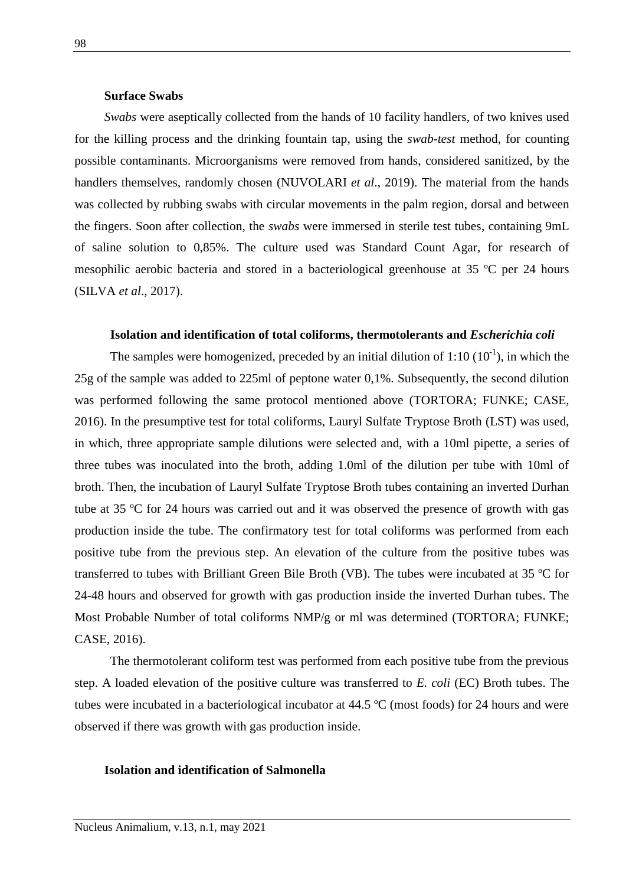### Surface Swabs

*Swabs* were aseptically collected from the hands of 10 facility handlers, of two knives used for the killing process and the drinking fountain tap, using the *swab-test* method, for counting possible contaminants. Microorganisms were removed from hands, considered sanitized, by the handlers themselves, randomly chosen (NUVOLARI *et al*., 2019). The material from the hands was collected by rubbing swabs with circular movements in the palm region, dorsal and between the fingers. Soon after collection, the *swabs* were immersed in sterile test tubes, containing 9mL of saline solution to 0,85%. The culture used was Standard Count Agar, for research of mesophilic aerobic bacteria and stored in a bacteriological greenhouse at 35 ºC per 24 hours (SILVA *et al*., 2017).

### Isolation and identification of total coliforms, thermotolerants and *Escherichia coli*

The samples were homogenized, preceded by an initial dilution of 1:10 ($10^{-1}$), in which the 25g of the sample was added to 225ml of peptone water 0,1%. Subsequently, the second dilution was performed following the same protocol mentioned above (TORTORA; FUNKE; CASE, 2016). In the presumptive test for total coliforms, Lauryl Sulfate Tryptose Broth (LST) was used, in which, three appropriate sample dilutions were selected and, with a 10ml pipette, a series of three tubes was inoculated into the broth, adding 1.0ml of the dilution per tube with 10ml of broth. Then, the incubation of Lauryl Sulfate Tryptose Broth tubes containing an inverted Durhan tube at 35 ºC for 24 hours was carried out and it was observed the presence of growth with gas production inside the tube. The confirmatory test for total coliforms was performed from each positive tube from the previous step. An elevation of the culture from the positive tubes was transferred to tubes with Brilliant Green Bile Broth (VB). The tubes were incubated at 35 ºC for 24-48 hours and observed for growth with gas production inside the inverted Durhan tubes. The Most Probable Number of total coliforms NMP/g or ml was determined (TORTORA; FUNKE; CASE, 2016).

The thermotolerant coliform test was performed from each positive tube from the previous step. A loaded elevation of the positive culture was transferred to *E. coli* (EC) Broth tubes. The tubes were incubated in a bacteriological incubator at 44.5 ºC (most foods) for 24 hours and were observed if there was growth with gas production inside.

### Isolation and identification of Salmonella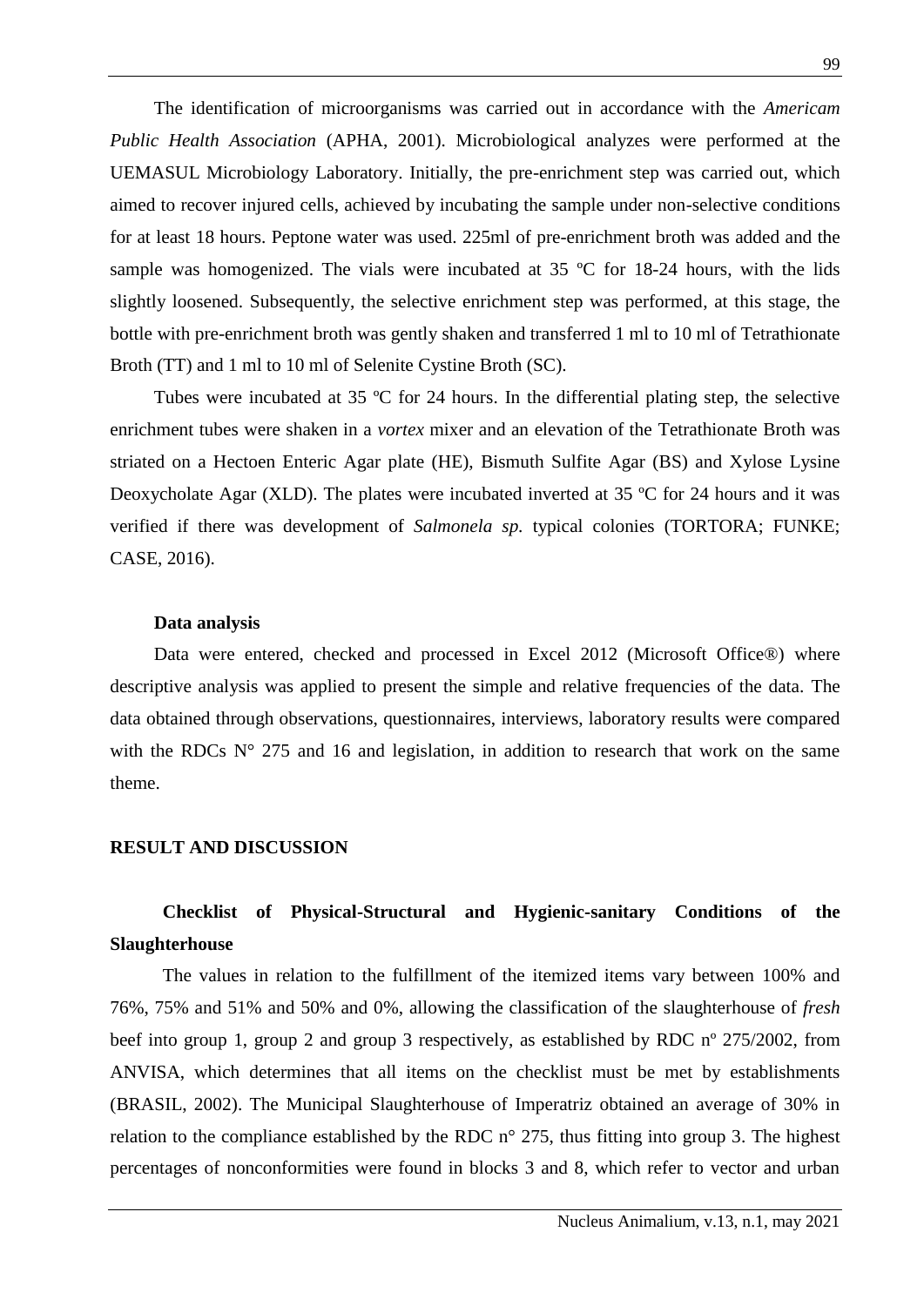The identification of microorganisms was carried out in accordance with the *Americam Public Health Association* (APHA, 2001). Microbiological analyzes were performed at the UEMASUL Microbiology Laboratory. Initially, the pre-enrichment step was carried out, which aimed to recover injured cells, achieved by incubating the sample under non-selective conditions for at least 18 hours. Peptone water was used. 225ml of pre-enrichment broth was added and the sample was homogenized. The vials were incubated at 35 ºC for 18-24 hours, with the lids slightly loosened. Subsequently, the selective enrichment step was performed, at this stage, the bottle with pre-enrichment broth was gently shaken and transferred 1 ml to 10 ml of Tetrathionate Broth (TT) and 1 ml to 10 ml of Selenite Cystine Broth (SC).

Tubes were incubated at 35 ºC for 24 hours. In the differential plating step, the selective enrichment tubes were shaken in a *vortex* mixer and an elevation of the Tetrathionate Broth was striated on a Hectoen Enteric Agar plate (HE), Bismuth Sulfite Agar (BS) and Xylose Lysine Deoxycholate Agar (XLD). The plates were incubated inverted at 35 ºC for 24 hours and it was verified if there was development of *Salmonela sp.* typical colonies (TORTORA; FUNKE; CASE, 2016).

### Data analysis

Data were entered, checked and processed in Excel 2012 (Microsoft Office®) where descriptive analysis was applied to present the simple and relative frequencies of the data. The data obtained through observations, questionnaires, interviews, laboratory results were compared with the RDCs N° 275 and 16 and legislation, in addition to research that work on the same theme.

## RESULT AND DISCUSSION

### Checklist of Physical-Structural and Hygienic-sanitary Conditions of the Slaughterhouse

The values in relation to the fulfillment of the itemized items vary between 100% and 76%, 75% and 51% and 50% and 0%, allowing the classification of the slaughterhouse of *fresh* beef into group 1, group 2 and group 3 respectively, as established by RDC nº 275/2002, from ANVISA, which determines that all items on the checklist must be met by establishments (BRASIL, 2002). The Municipal Slaughterhouse of Imperatriz obtained an average of 30% in relation to the compliance established by the RDC n° 275, thus fitting into group 3. The highest percentages of nonconformities were found in blocks 3 and 8, which refer to vector and urban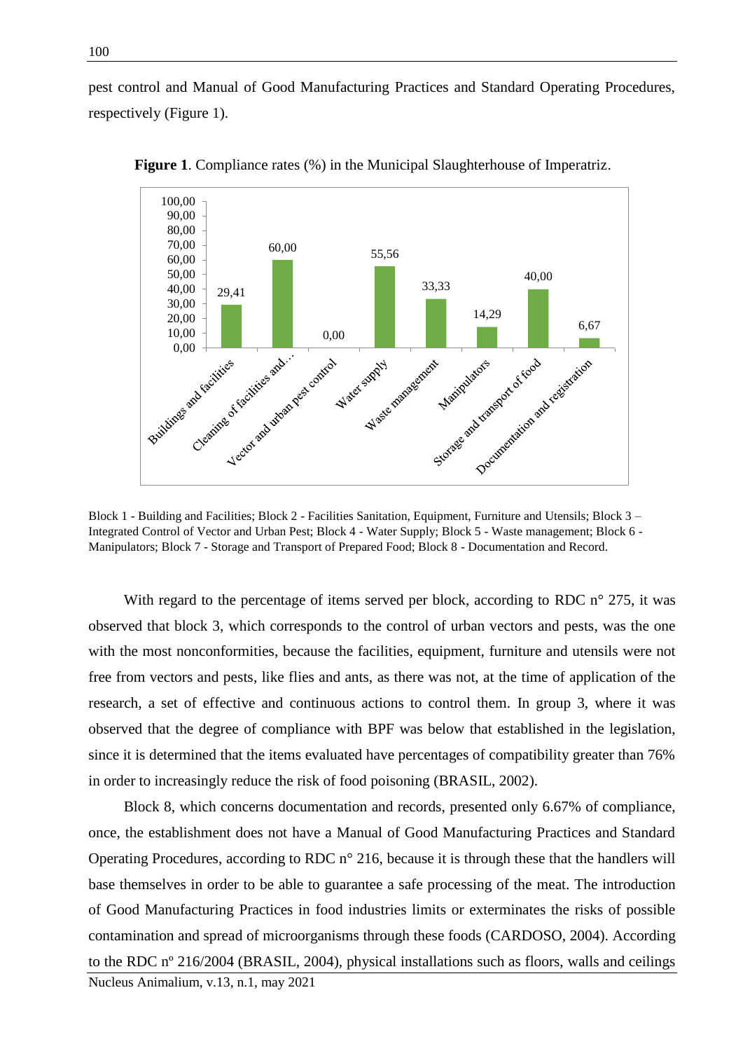pest control and Manual of Good Manufacturing Practices and Standard Operating Procedures, respectively (Figure 1).

**Figure 1**. Compliance rates (%) in the Municipal Slaughterhouse of Imperatriz.

| Block | Compliance (%) |
|---|---|
| Buildings and facilities | 29,41 |
| Cleaning of facilities and… | 60,00 |
| Vector and urban pest control | 0,00 |
| Water supply | 55,56 |
| Waste management | 33,33 |
| Manipulators | 14,29 |
| Storage and transport of food | 40,00 |
| Documentation and registration | 6,67 |

Block 1 - Building and Facilities; Block 2 - Facilities Sanitation, Equipment, Furniture and Utensils; Block 3 – Integrated Control of Vector and Urban Pest; Block 4 - Water Supply; Block 5 - Waste management; Block 6 - Manipulators; Block 7 - Storage and Transport of Prepared Food; Block 8 - Documentation and Record.

With regard to the percentage of items served per block, according to RDC n° 275, it was observed that block 3, which corresponds to the control of urban vectors and pests, was the one with the most nonconformities, because the facilities, equipment, furniture and utensils were not free from vectors and pests, like flies and ants, as there was not, at the time of application of the research, a set of effective and continuous actions to control them. In group 3, where it was observed that the degree of compliance with BPF was below that established in the legislation, since it is determined that the items evaluated have percentages of compatibility greater than 76% in order to increasingly reduce the risk of food poisoning (BRASIL, 2002).

Block 8, which concerns documentation and records, presented only 6.67% of compliance, once, the establishment does not have a Manual of Good Manufacturing Practices and Standard Operating Procedures, according to RDC n° 216, because it is through these that the handlers will base themselves in order to be able to guarantee a safe processing of the meat. The introduction of Good Manufacturing Practices in food industries limits or exterminates the risks of possible contamination and spread of microorganisms through these foods (CARDOSO, 2004). According to the RDC nº 216/2004 (BRASIL, 2004), physical installations such as floors, walls and ceilings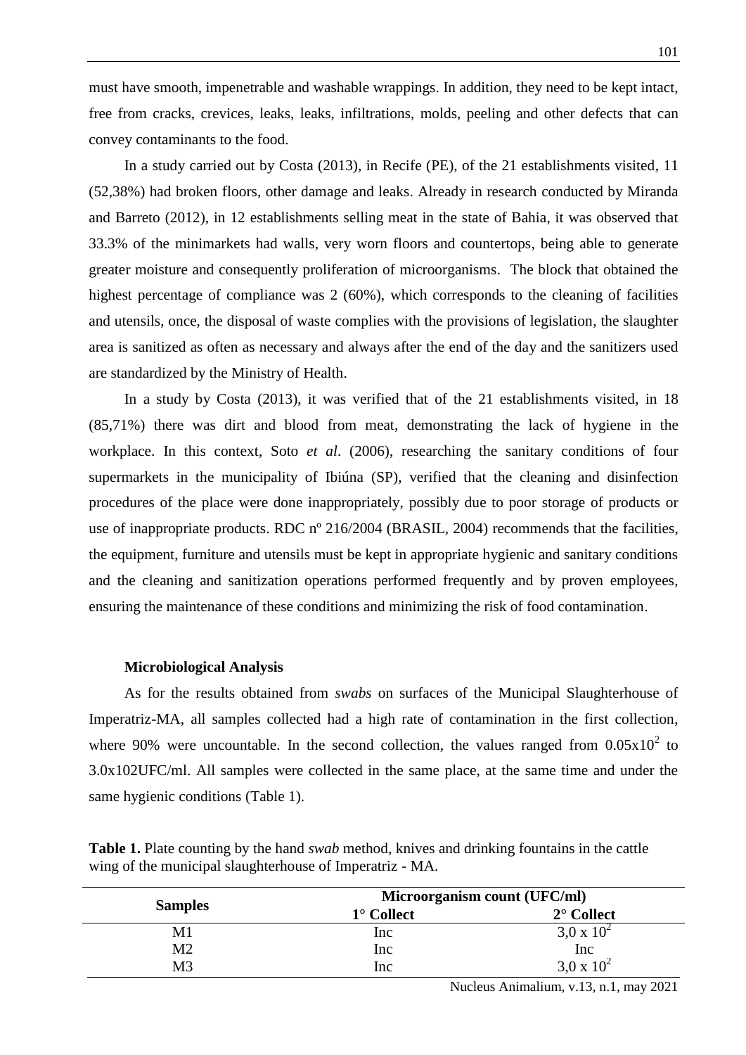must have smooth, impenetrable and washable wrappings. In addition, they need to be kept intact, free from cracks, crevices, leaks, leaks, infiltrations, molds, peeling and other defects that can convey contaminants to the food.

In a study carried out by Costa (2013), in Recife (PE), of the 21 establishments visited, 11 (52,38%) had broken floors, other damage and leaks. Already in research conducted by Miranda and Barreto (2012), in 12 establishments selling meat in the state of Bahia, it was observed that 33.3% of the minimarkets had walls, very worn floors and countertops, being able to generate greater moisture and consequently proliferation of microorganisms. The block that obtained the highest percentage of compliance was 2 (60%), which corresponds to the cleaning of facilities and utensils, once, the disposal of waste complies with the provisions of legislation, the slaughter area is sanitized as often as necessary and always after the end of the day and the sanitizers used are standardized by the Ministry of Health.

In a study by Costa (2013), it was verified that of the 21 establishments visited, in 18 (85,71%) there was dirt and blood from meat, demonstrating the lack of hygiene in the workplace. In this context, Soto *et al*. (2006), researching the sanitary conditions of four supermarkets in the municipality of Ibiúna (SP), verified that the cleaning and disinfection procedures of the place were done inappropriately, possibly due to poor storage of products or use of inappropriate products. RDC nº 216/2004 (BRASIL, 2004) recommends that the facilities, the equipment, furniture and utensils must be kept in appropriate hygienic and sanitary conditions and the cleaning and sanitization operations performed frequently and by proven employees, ensuring the maintenance of these conditions and minimizing the risk of food contamination.

**Microbiological Analysis**

As for the results obtained from *swabs* on surfaces of the Municipal Slaughterhouse of Imperatriz-MA, all samples collected had a high rate of contamination in the first collection, where 90% were uncountable. In the second collection, the values ranged from $0.05x10^2$ to 3.0x102UFC/ml. All samples were collected in the same place, at the same time and under the same hygienic conditions (Table 1).

**Table 1.** Plate counting by the hand *swab* method, knives and drinking fountains in the cattle wing of the municipal slaughterhouse of Imperatriz - MA.

| Samples | Microorganism count (UFC/ml) | |
|---|---|---|
| | 1° Collect | 2° Collect |
| M1 | Inc | $3{,}0 \times 10^2$ |
| M2 | Inc | Inc |
| M3 | Inc | $3{,}0 \times 10^2$ |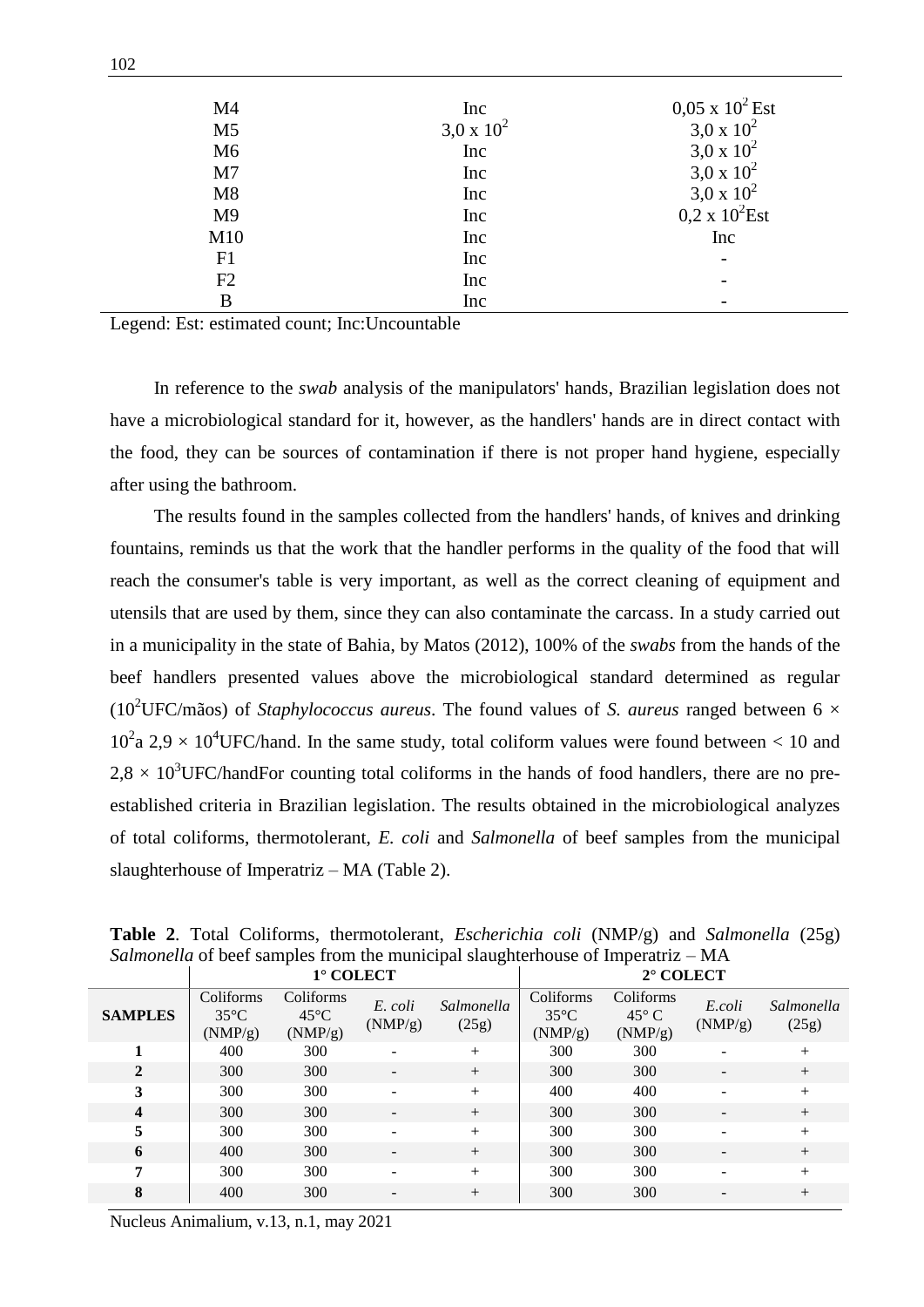| | | |
|---|---|---|
| M4 | Inc | $0,05 \times 10^2$ Est |
| M5 | $3,0 \times 10^2$ | $3,0 \times 10^2$ |
| M6 | Inc | $3,0 \times 10^2$ |
| M7 | Inc | $3,0 \times 10^2$ |
| M8 | Inc | $3,0 \times 10^2$ |
| M9 | Inc | $0,2 \times 10^2$Est |
| M10 | Inc | Inc |
| F1 | Inc | - |
| F2 | Inc | - |
| B | Inc | - |

Legend: Est: estimated count; Inc:Uncountable

In reference to the *swab* analysis of the manipulators' hands, Brazilian legislation does not have a microbiological standard for it, however, as the handlers' hands are in direct contact with the food, they can be sources of contamination if there is not proper hand hygiene, especially after using the bathroom.

The results found in the samples collected from the handlers' hands, of knives and drinking fountains, reminds us that the work that the handler performs in the quality of the food that will reach the consumer's table is very important, as well as the correct cleaning of equipment and utensils that are used by them, since they can also contaminate the carcass. In a study carried out in a municipality in the state of Bahia, by Matos (2012), 100% of the *swabs* from the hands of the beef handlers presented values above the microbiological standard determined as regular ($10^2$UFC/mãos) of *Staphylococcus aureus*. The found values of *S. aureus* ranged between $6 \times 10^2$a $2,9 \times 10^4$UFC/hand. In the same study, total coliform values were found between < 10 and $2,8 \times 10^3$UFC/handFor counting total coliforms in the hands of food handlers, there are no pre-established criteria in Brazilian legislation. The results obtained in the microbiological analyzes of total coliforms, thermotolerant, *E. coli* and *Salmonella* of beef samples from the municipal slaughterhouse of Imperatriz – MA (Table 2).

**Table 2**. Total Coliforms, thermotolerant, *Escherichia coli* (NMP/g) and *Salmonella* (25g) *Salmonella* of beef samples from the municipal slaughterhouse of Imperatriz – MA

| | 1° COLECT | | | | 2° COLECT | | | |
|---|---|---|---|---|---|---|---|---|
| **SAMPLES** | Coliforms 35°C (NMP/g) | Coliforms 45°C (NMP/g) | *E. coli* (NMP/g) | *Salmonella* (25g) | Coliforms 35°C (NMP/g) | Coliforms 45° C (NMP/g) | *E.coli* (NMP/g) | *Salmonella* (25g) |
| **1** | 400 | 300 | - | + | 300 | 300 | - | + |
| **2** | 300 | 300 | - | + | 300 | 300 | - | + |
| **3** | 300 | 300 | - | + | 400 | 400 | - | + |
| **4** | 300 | 300 | - | + | 300 | 300 | - | + |
| **5** | 300 | 300 | - | + | 300 | 300 | - | + |
| **6** | 400 | 300 | - | + | 300 | 300 | - | + |
| **7** | 300 | 300 | - | + | 300 | 300 | - | + |
| **8** | 400 | 300 | - | + | 300 | 300 | - | + |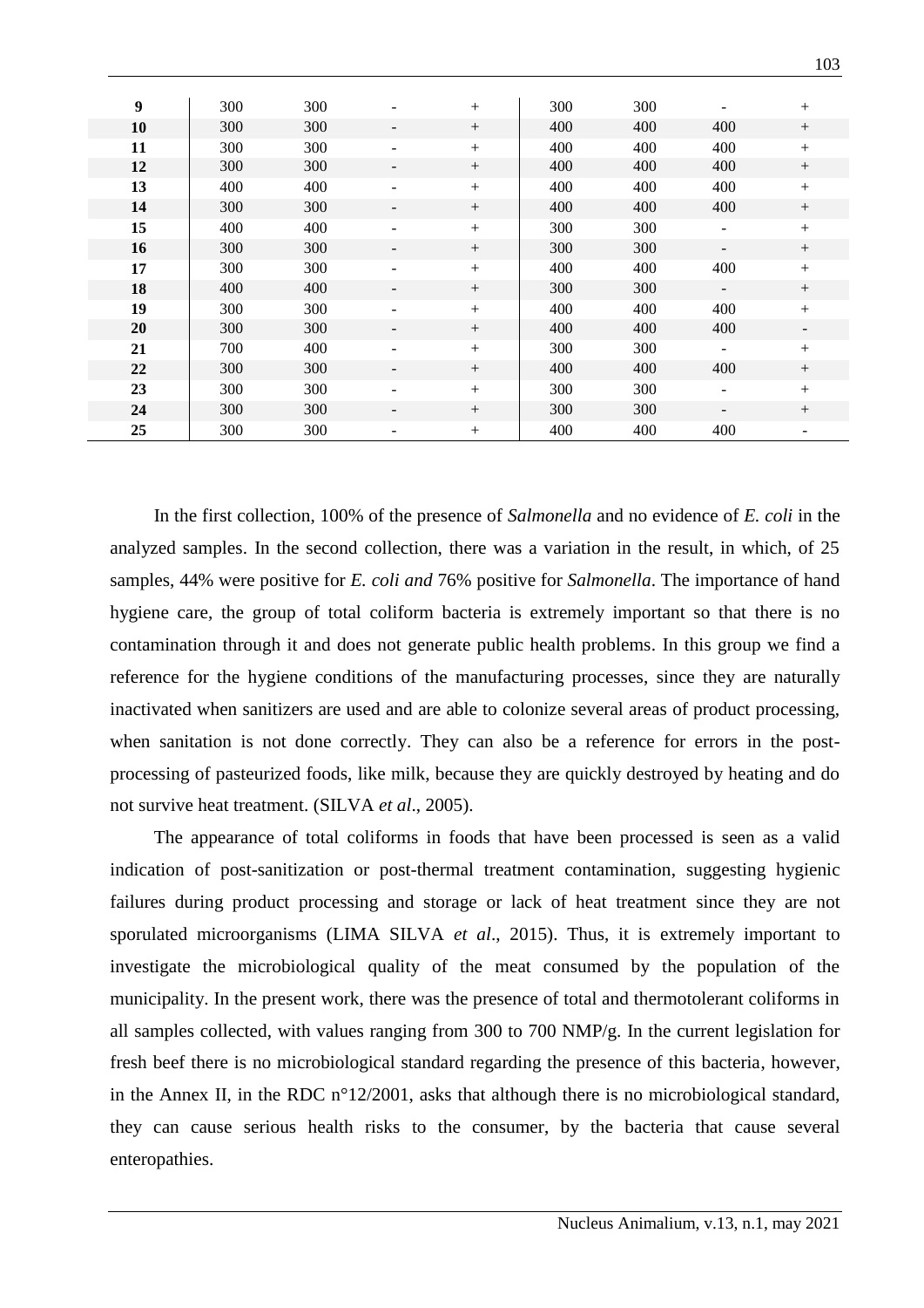| | | | | | | | | |
|---|---|---|---|---|---|---|---|---|
| **9** | 300 | 300 | - | + | 300 | 300 | - | + |
| **10** | 300 | 300 | - | + | 400 | 400 | 400 | + |
| **11** | 300 | 300 | - | + | 400 | 400 | 400 | + |
| **12** | 300 | 300 | - | + | 400 | 400 | 400 | + |
| **13** | 400 | 400 | - | + | 400 | 400 | 400 | + |
| **14** | 300 | 300 | - | + | 400 | 400 | 400 | + |
| **15** | 400 | 400 | - | + | 300 | 300 | - | + |
| **16** | 300 | 300 | - | + | 300 | 300 | - | + |
| **17** | 300 | 300 | - | + | 400 | 400 | 400 | + |
| **18** | 400 | 400 | - | + | 300 | 300 | - | + |
| **19** | 300 | 300 | - | + | 400 | 400 | 400 | + |
| **20** | 300 | 300 | - | + | 400 | 400 | 400 | - |
| **21** | 700 | 400 | - | + | 300 | 300 | - | + |
| **22** | 300 | 300 | - | + | 400 | 400 | 400 | + |
| **23** | 300 | 300 | - | + | 300 | 300 | - | + |
| **24** | 300 | 300 | - | + | 300 | 300 | - | + |
| **25** | 300 | 300 | - | + | 400 | 400 | 400 | - |

In the first collection, 100% of the presence of *Salmonella* and no evidence of *E. coli* in the analyzed samples. In the second collection, there was a variation in the result, in which, of 25 samples, 44% were positive for *E. coli and* 76% positive for *Salmonella*. The importance of hand hygiene care, the group of total coliform bacteria is extremely important so that there is no contamination through it and does not generate public health problems. In this group we find a reference for the hygiene conditions of the manufacturing processes, since they are naturally inactivated when sanitizers are used and are able to colonize several areas of product processing, when sanitation is not done correctly. They can also be a reference for errors in the post-processing of pasteurized foods, like milk, because they are quickly destroyed by heating and do not survive heat treatment. (SILVA *et al*., 2005).

The appearance of total coliforms in foods that have been processed is seen as a valid indication of post-sanitization or post-thermal treatment contamination, suggesting hygienic failures during product processing and storage or lack of heat treatment since they are not sporulated microorganisms (LIMA SILVA *et al*., 2015). Thus, it is extremely important to investigate the microbiological quality of the meat consumed by the population of the municipality. In the present work, there was the presence of total and thermotolerant coliforms in all samples collected, with values ranging from 300 to 700 NMP/g. In the current legislation for fresh beef there is no microbiological standard regarding the presence of this bacteria, however, in the Annex II, in the RDC n°12/2001, asks that although there is no microbiological standard, they can cause serious health risks to the consumer, by the bacteria that cause several enteropathies.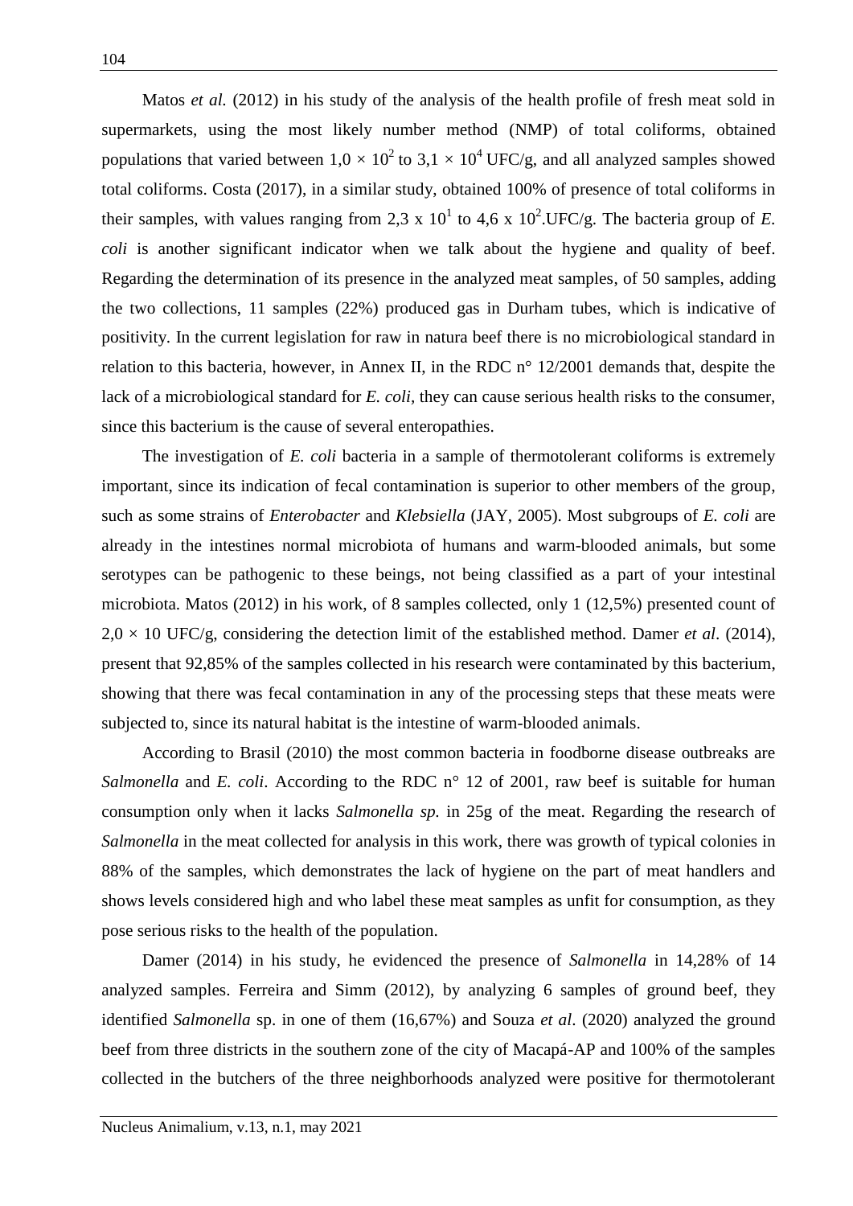Matos *et al.* (2012) in his study of the analysis of the health profile of fresh meat sold in supermarkets, using the most likely number method (NMP) of total coliforms, obtained populations that varied between $1,0 \times 10^2$ to $3,1 \times 10^4$ UFC/g, and all analyzed samples showed total coliforms. Costa (2017), in a similar study, obtained 100% of presence of total coliforms in their samples, with values ranging from $2,3 \times 10^1$ to $4,6 \times 10^2$.UFC/g. The bacteria group of *E. coli* is another significant indicator when we talk about the hygiene and quality of beef. Regarding the determination of its presence in the analyzed meat samples, of 50 samples, adding the two collections, 11 samples (22%) produced gas in Durham tubes, which is indicative of positivity. In the current legislation for raw in natura beef there is no microbiological standard in relation to this bacteria, however, in Annex II, in the RDC n° 12/2001 demands that, despite the lack of a microbiological standard for *E. coli*, they can cause serious health risks to the consumer, since this bacterium is the cause of several enteropathies.

The investigation of *E. coli* bacteria in a sample of thermotolerant coliforms is extremely important, since its indication of fecal contamination is superior to other members of the group, such as some strains of *Enterobacter* and *Klebsiella* (JAY, 2005). Most subgroups of *E. coli* are already in the intestines normal microbiota of humans and warm-blooded animals, but some serotypes can be pathogenic to these beings, not being classified as a part of your intestinal microbiota. Matos (2012) in his work, of 8 samples collected, only 1 (12,5%) presented count of $2,0 \times 10$ UFC/g, considering the detection limit of the established method. Damer *et al*. (2014), present that 92,85% of the samples collected in his research were contaminated by this bacterium, showing that there was fecal contamination in any of the processing steps that these meats were subjected to, since its natural habitat is the intestine of warm-blooded animals.

According to Brasil (2010) the most common bacteria in foodborne disease outbreaks are *Salmonella* and *E. coli*. According to the RDC n° 12 of 2001, raw beef is suitable for human consumption only when it lacks *Salmonella sp.* in 25g of the meat. Regarding the research of *Salmonella* in the meat collected for analysis in this work, there was growth of typical colonies in 88% of the samples, which demonstrates the lack of hygiene on the part of meat handlers and shows levels considered high and who label these meat samples as unfit for consumption, as they pose serious risks to the health of the population.

Damer (2014) in his study, he evidenced the presence of *Salmonella* in 14,28% of 14 analyzed samples. Ferreira and Simm (2012), by analyzing 6 samples of ground beef, they identified *Salmonella* sp. in one of them (16,67%) and Souza *et al*. (2020) analyzed the ground beef from three districts in the southern zone of the city of Macapá-AP and 100% of the samples collected in the butchers of the three neighborhoods analyzed were positive for thermotolerant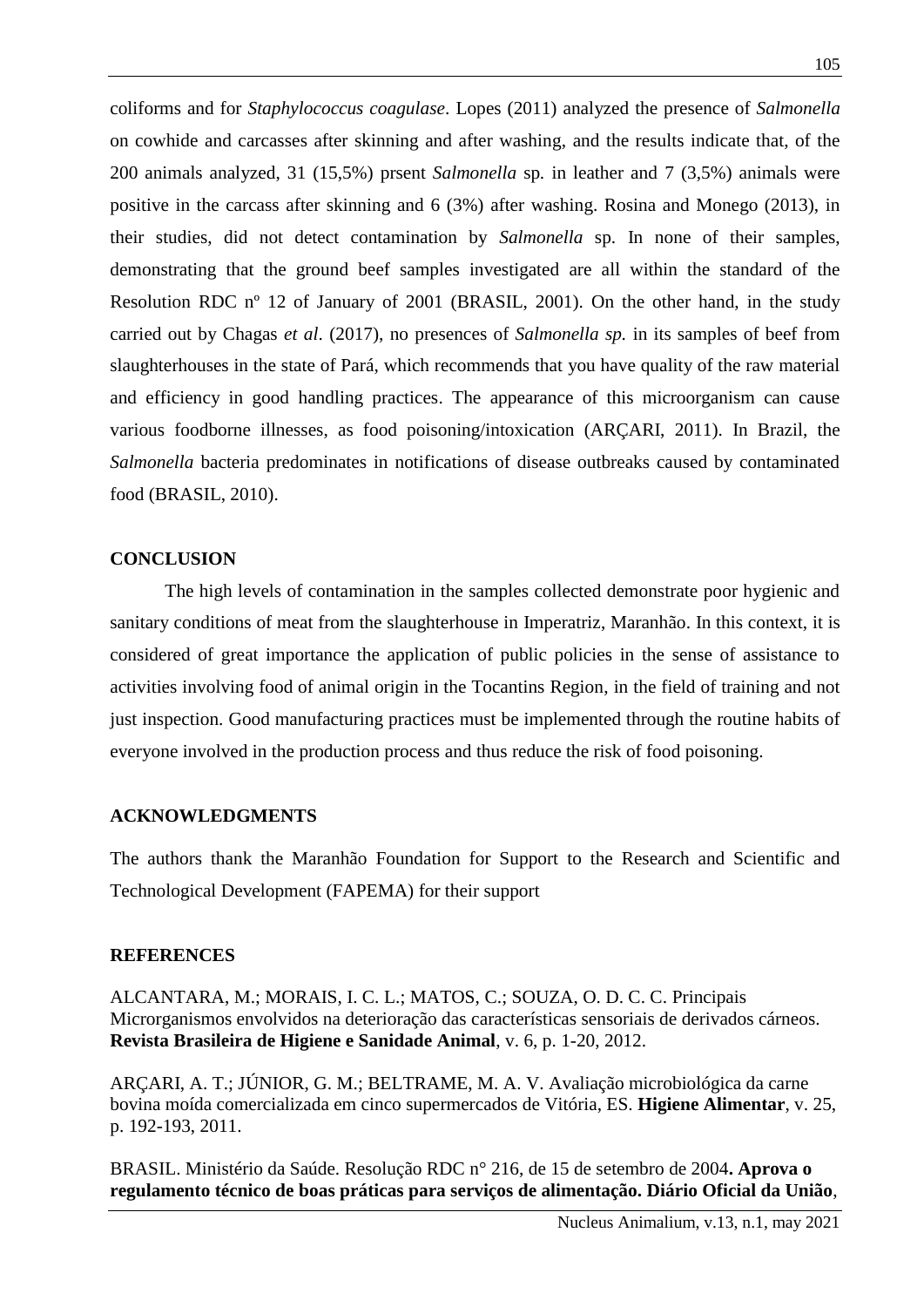coliforms and for *Staphylococcus coagulase*. Lopes (2011) analyzed the presence of *Salmonella* on cowhide and carcasses after skinning and after washing, and the results indicate that, of the 200 animals analyzed, 31 (15,5%) prsent *Salmonella* sp. in leather and 7 (3,5%) animals were positive in the carcass after skinning and 6 (3%) after washing. Rosina and Monego (2013), in their studies, did not detect contamination by *Salmonella* sp. In none of their samples, demonstrating that the ground beef samples investigated are all within the standard of the Resolution RDC nº 12 of January of 2001 (BRASIL, 2001). On the other hand, in the study carried out by Chagas *et al*. (2017), no presences of *Salmonella sp.* in its samples of beef from slaughterhouses in the state of Pará, which recommends that you have quality of the raw material and efficiency in good handling practices. The appearance of this microorganism can cause various foodborne illnesses, as food poisoning/intoxication (ARÇARI, 2011). In Brazil, the *Salmonella* bacteria predominates in notifications of disease outbreaks caused by contaminated food (BRASIL, 2010).

## CONCLUSION

The high levels of contamination in the samples collected demonstrate poor hygienic and sanitary conditions of meat from the slaughterhouse in Imperatriz, Maranhão. In this context, it is considered of great importance the application of public policies in the sense of assistance to activities involving food of animal origin in the Tocantins Region, in the field of training and not just inspection. Good manufacturing practices must be implemented through the routine habits of everyone involved in the production process and thus reduce the risk of food poisoning.

## ACKNOWLEDGMENTS

The authors thank the Maranhão Foundation for Support to the Research and Scientific and Technological Development (FAPEMA) for their support

## REFERENCES

ALCANTARA, M.; MORAIS, I. C. L.; MATOS, C.; SOUZA, O. D. C. C. Principais Microrganismos envolvidos na deterioração das características sensoriais de derivados cárneos. **Revista Brasileira de Higiene e Sanidade Animal**, v. 6, p. 1-20, 2012.

ARÇARI, A. T.; JÚNIOR, G. M.; BELTRAME, M. A. V. Avaliação microbiológica da carne bovina moída comercializada em cinco supermercados de Vitória, ES. **Higiene Alimentar**, v. 25, p. 192-193, 2011.

BRASIL. Ministério da Saúde. Resolução RDC n° 216, de 15 de setembro de 2004**. Aprova o regulamento técnico de boas práticas para serviços de alimentação. Diário Oficial da União**,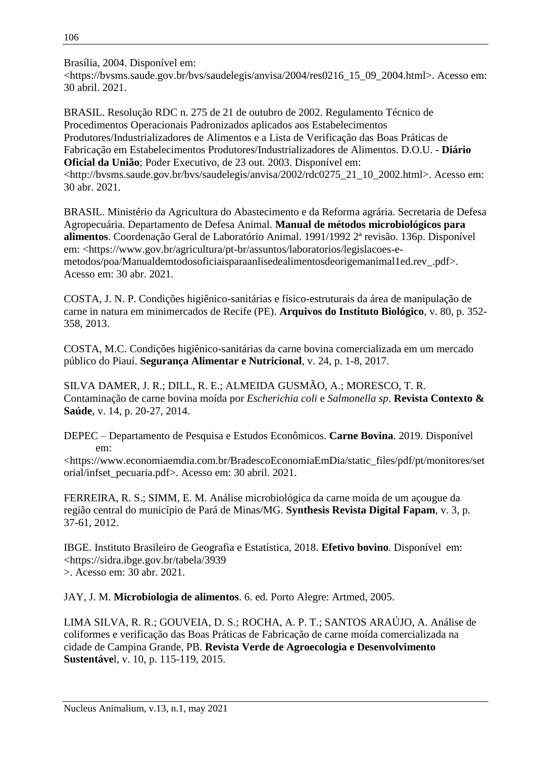Brasília, 2004. Disponível em: <https://bvsms.saude.gov.br/bvs/saudelegis/anvisa/2004/res0216_15_09_2004.html>. Acesso em: 30 abril. 2021.

BRASIL. Resolução RDC n. 275 de 21 de outubro de 2002. Regulamento Técnico de Procedimentos Operacionais Padronizados aplicados aos Estabelecimentos Produtores/Industrializadores de Alimentos e a Lista de Verificação das Boas Práticas de Fabricação em Estabelecimentos Produtores/Industrializadores de Alimentos. D.O.U. - **Diário Oficial da União**; Poder Executivo, de 23 out. 2003. Disponível em: <http://bvsms.saude.gov.br/bvs/saudelegis/anvisa/2002/rdc0275_21_10_2002.html>. Acesso em: 30 abr. 2021.

BRASIL. Ministério da Agricultura do Abastecimento e da Reforma agrária. Secretaria de Defesa Agropecuária. Departamento de Defesa Animal. **Manual de métodos microbiológicos para alimentos**. Coordenação Geral de Laboratório Animal. 1991/1992 2ª revisão. 136p. Disponível em: <https://www.gov.br/agricultura/pt-br/assuntos/laboratorios/legislacoes-e-metodos/poa/Manualdemtodosoficiaisparaanlisedealimentosdeorigemanimal1ed.rev_.pdf>. Acesso em: 30 abr. 2021.

COSTA, J. N. P. Condições higiênico-sanitárias e físico-estruturais da área de manipulação de carne in natura em minimercados de Recife (PE). **Arquivos do Instituto Biológico**, v. 80, p. 352-358, 2013.

COSTA, M.C. Condições higiênico-sanitárias da carne bovina comercializada em um mercado público do Piauí. **Segurança Alimentar e Nutricional**, v. 24, p. 1-8, 2017.

SILVA DAMER, J. R.; DILL, R. E.; ALMEIDA GUSMÃO, A.; MORESCO, T. R. Contaminação de carne bovina moída por *Escherichia coli* e *Salmonella sp*. **Revista Contexto & Saúde**, v. 14, p. 20-27, 2014.

DEPEC – Departamento de Pesquisa e Estudos Econômicos. **Carne Bovina**. 2019. Disponível em: <https://www.economiaemdia.com.br/BradescoEconomiaEmDia/static_files/pdf/pt/monitores/setorial/infset_pecuaria.pdf>. Acesso em: 30 abril. 2021.

FERREIRA, R. S.; SIMM, E. M. Análise microbiológica da carne moída de um açougue da região central do município de Pará de Minas/MG. **Synthesis Revista Digital Fapam**, v. 3, p. 37-61, 2012.

IBGE. Instituto Brasileiro de Geografia e Estatística, 2018. **Efetivo bovino**. Disponível em: <https://sidra.ibge.gov.br/tabela/3939>. Acesso em: 30 abr. 2021.

JAY, J. M. **Microbiologia de alimentos**. 6. ed. Porto Alegre: Artmed, 2005.

LIMA SILVA, R. R.; GOUVEIA, D. S.; ROCHA, A. P. T.; SANTOS ARAÚJO, A. Análise de coliformes e verificação das Boas Práticas de Fabricação de carne moída comercializada na cidade de Campina Grande, PB. **Revista Verde de Agroecologia e Desenvolvimento Sustentável**, v. 10, p. 115-119, 2015.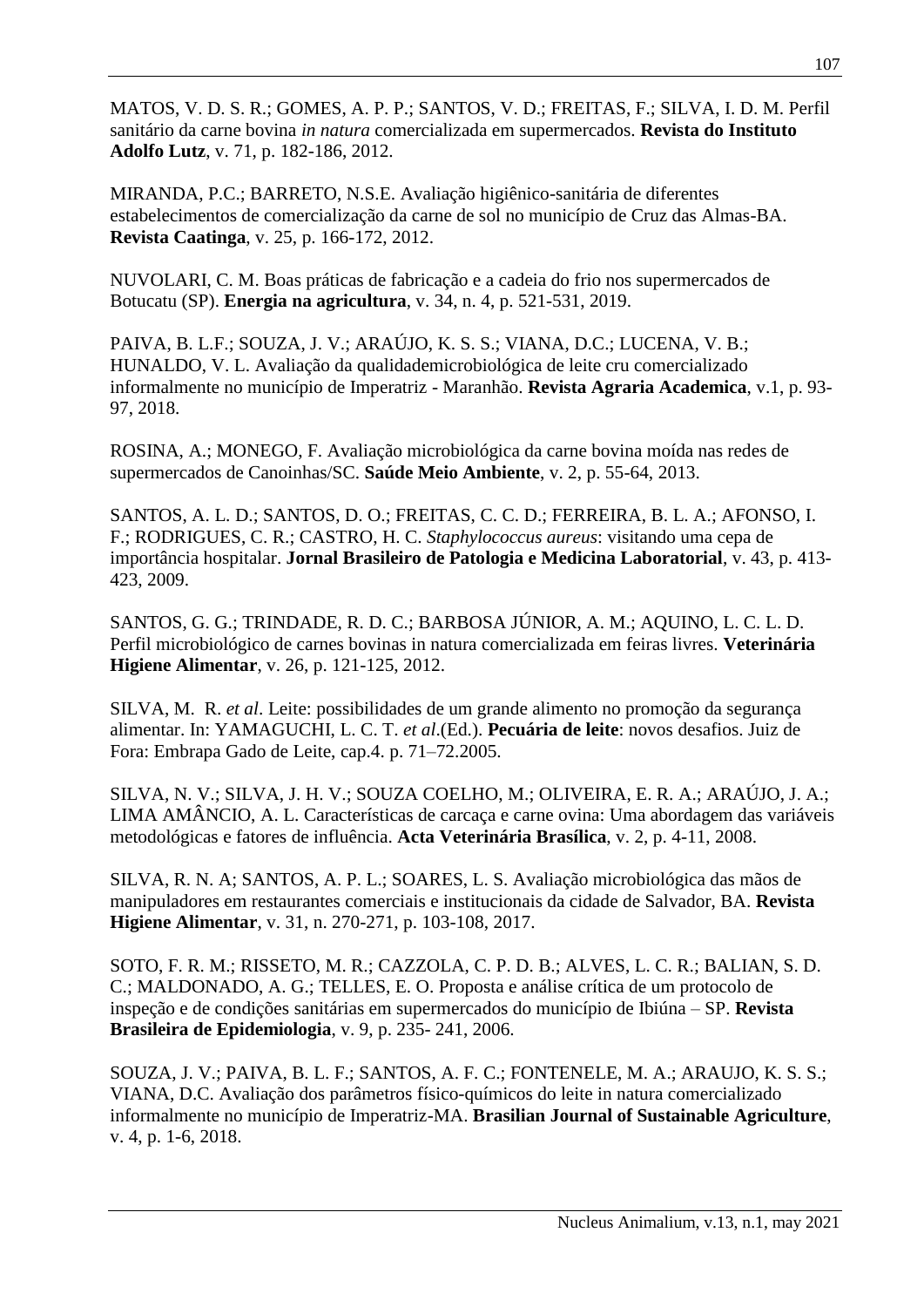MATOS, V. D. S. R.; GOMES, A. P. P.; SANTOS, V. D.; FREITAS, F.; SILVA, I. D. M. Perfil sanitário da carne bovina *in natura* comercializada em supermercados. **Revista do Instituto Adolfo Lutz**, v. 71, p. 182-186, 2012.

MIRANDA, P.C.; BARRETO, N.S.E. Avaliação higiênico-sanitária de diferentes estabelecimentos de comercialização da carne de sol no município de Cruz das Almas-BA. **Revista Caatinga**, v. 25, p. 166-172, 2012.

NUVOLARI, C. M. Boas práticas de fabricação e a cadeia do frio nos supermercados de Botucatu (SP). **Energia na agricultura**, v. 34, n. 4, p. 521-531, 2019.

PAIVA, B. L.F.; SOUZA, J. V.; ARAÚJO, K. S. S.; VIANA, D.C.; LUCENA, V. B.; HUNALDO, V. L. Avaliação da qualidademicrobiológica de leite cru comercializado informalmente no município de Imperatriz - Maranhão. **Revista Agraria Academica**, v.1, p. 93-97, 2018.

ROSINA, A.; MONEGO, F. Avaliação microbiológica da carne bovina moída nas redes de supermercados de Canoinhas/SC. **Saúde Meio Ambiente**, v. 2, p. 55-64, 2013.

SANTOS, A. L. D.; SANTOS, D. O.; FREITAS, C. C. D.; FERREIRA, B. L. A.; AFONSO, I. F.; RODRIGUES, C. R.; CASTRO, H. C. *Staphylococcus aureus*: visitando uma cepa de importância hospitalar. **Jornal Brasileiro de Patologia e Medicina Laboratorial**, v. 43, p. 413-423, 2009.

SANTOS, G. G.; TRINDADE, R. D. C.; BARBOSA JÚNIOR, A. M.; AQUINO, L. C. L. D. Perfil microbiológico de carnes bovinas in natura comercializada em feiras livres. **Veterinária Higiene Alimentar**, v. 26, p. 121-125, 2012.

SILVA, M. R. *et al*. Leite: possibilidades de um grande alimento no promoção da segurança alimentar. In: YAMAGUCHI, L. C. T. *et al*.(Ed.). **Pecuária de leite**: novos desafios. Juiz de Fora: Embrapa Gado de Leite, cap.4. p. 71–72.2005.

SILVA, N. V.; SILVA, J. H. V.; SOUZA COELHO, M.; OLIVEIRA, E. R. A.; ARAÚJO, J. A.; LIMA AMÂNCIO, A. L. Características de carcaça e carne ovina: Uma abordagem das variáveis metodológicas e fatores de influência. **Acta Veterinária Brasílica**, v. 2, p. 4-11, 2008.

SILVA, R. N. A; SANTOS, A. P. L.; SOARES, L. S. Avaliação microbiológica das mãos de manipuladores em restaurantes comerciais e institucionais da cidade de Salvador, BA. **Revista Higiene Alimentar**, v. 31, n. 270-271, p. 103-108, 2017.

SOTO, F. R. M.; RISSETO, M. R.; CAZZOLA, C. P. D. B.; ALVES, L. C. R.; BALIAN, S. D. C.; MALDONADO, A. G.; TELLES, E. O. Proposta e análise crítica de um protocolo de inspeção e de condições sanitárias em supermercados do município de Ibiúna – SP. **Revista Brasileira de Epidemiologia**, v. 9, p. 235- 241, 2006.

SOUZA, J. V.; PAIVA, B. L. F.; SANTOS, A. F. C.; FONTENELE, M. A.; ARAUJO, K. S. S.; VIANA, D.C. Avaliação dos parâmetros físico-químicos do leite in natura comercializado informalmente no município de Imperatriz-MA. **Brasilian Journal of Sustainable Agriculture**, v. 4, p. 1-6, 2018.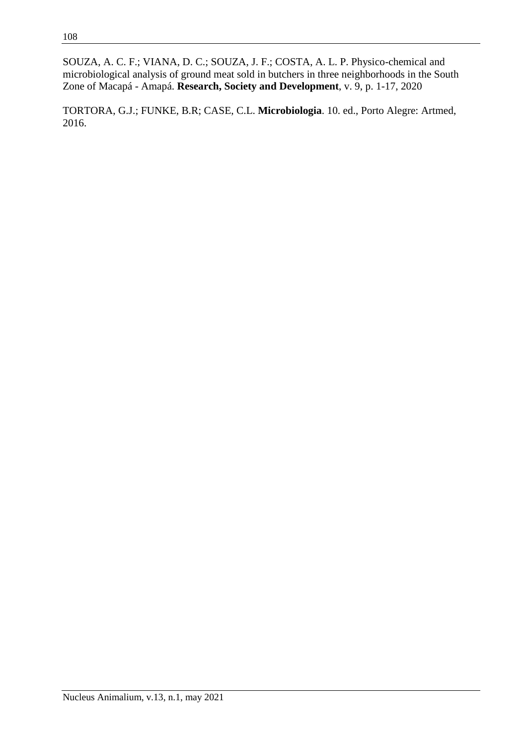SOUZA, A. C. F.; VIANA, D. C.; SOUZA, J. F.; COSTA, A. L. P. Physico-chemical and microbiological analysis of ground meat sold in butchers in three neighborhoods in the South Zone of Macapá - Amapá. **Research, Society and Development**, v. 9, p. 1-17, 2020

TORTORA, G.J.; FUNKE, B.R; CASE, C.L. **Microbiologia**. 10. ed., Porto Alegre: Artmed, 2016.